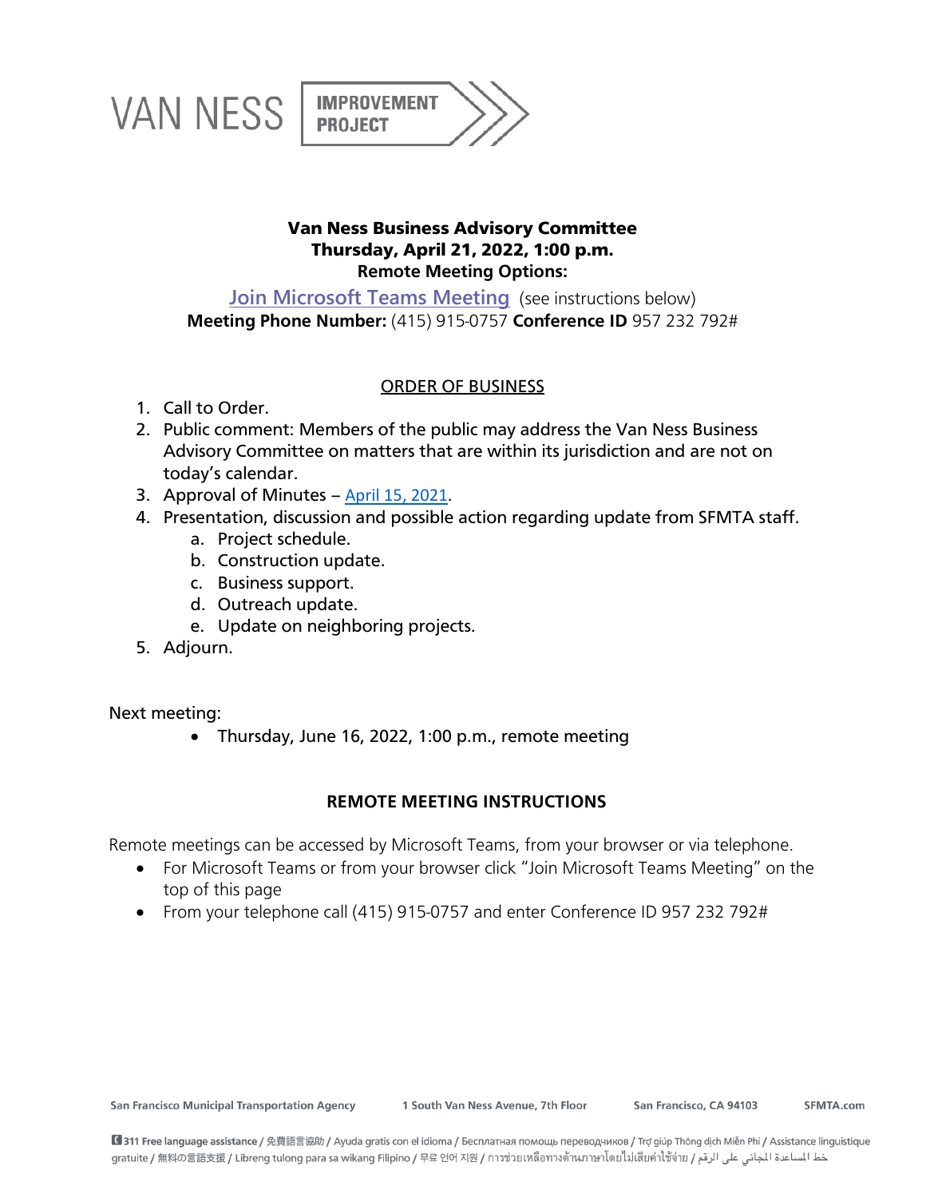VAN NESS IMPROVEMENT PROJECT

**Van Ness Business Advisory Committee**
**Thursday, April 21, 2022, 1:00 p.m.**
**Remote Meeting Options:**

Join Microsoft Teams Meeting (see instructions below)
**Meeting Phone Number:** (415) 915-0757 **Conference ID** 957 232 792#

## ORDER OF BUSINESS

1. Call to Order.
2. Public comment: Members of the public may address the Van Ness Business Advisory Committee on matters that are within its jurisdiction and are not on today's calendar.
3. Approval of Minutes – April 15, 2021.
4. Presentation, discussion and possible action regarding update from SFMTA staff.
   a. Project schedule.
   b. Construction update.
   c. Business support.
   d. Outreach update.
   e. Update on neighboring projects.
5. Adjourn.

Next meeting:

- Thursday, June 16, 2022, 1:00 p.m., remote meeting

## REMOTE MEETING INSTRUCTIONS

Remote meetings can be accessed by Microsoft Teams, from your browser or via telephone.

- For Microsoft Teams or from your browser click "Join Microsoft Teams Meeting" on the top of this page
- From your telephone call (415) 915-0757 and enter Conference ID 957 232 792#

San Francisco Municipal Transportation Agency | 1 South Van Ness Avenue, 7th Floor | San Francisco, CA 94103 | SFMTA.com

311 Free language assistance / 免費語言協助 / Ayuda gratis con el idioma / Бесплатная помощь переводчиков / Trợ giúp Thông dịch Miễn Phí / Assistance linguistique gratuite / 無料の言語支援 / Libreng tulong para sa wikang Filipino / 무료 언어 지원 / การช่วยเหลือทางด้านภาษาโดยไม่เสียค่าใช้จ่าย / خط المساعدة المجاني على الرقم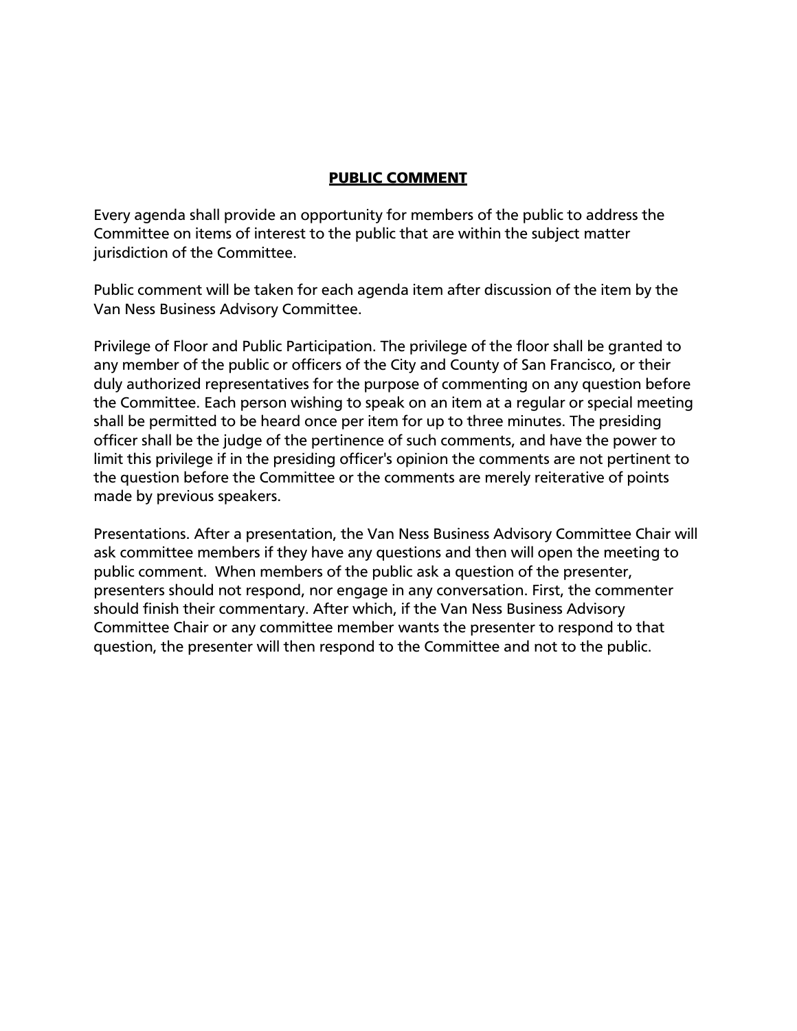## PUBLIC COMMENT

Every agenda shall provide an opportunity for members of the public to address the Committee on items of interest to the public that are within the subject matter jurisdiction of the Committee.

Public comment will be taken for each agenda item after discussion of the item by the Van Ness Business Advisory Committee.

Privilege of Floor and Public Participation. The privilege of the floor shall be granted to any member of the public or officers of the City and County of San Francisco, or their duly authorized representatives for the purpose of commenting on any question before the Committee. Each person wishing to speak on an item at a regular or special meeting shall be permitted to be heard once per item for up to three minutes. The presiding officer shall be the judge of the pertinence of such comments, and have the power to limit this privilege if in the presiding officer's opinion the comments are not pertinent to the question before the Committee or the comments are merely reiterative of points made by previous speakers.

Presentations. After a presentation, the Van Ness Business Advisory Committee Chair will ask committee members if they have any questions and then will open the meeting to public comment. When members of the public ask a question of the presenter, presenters should not respond, nor engage in any conversation. First, the commenter should finish their commentary. After which, if the Van Ness Business Advisory Committee Chair or any committee member wants the presenter to respond to that question, the presenter will then respond to the Committee and not to the public.